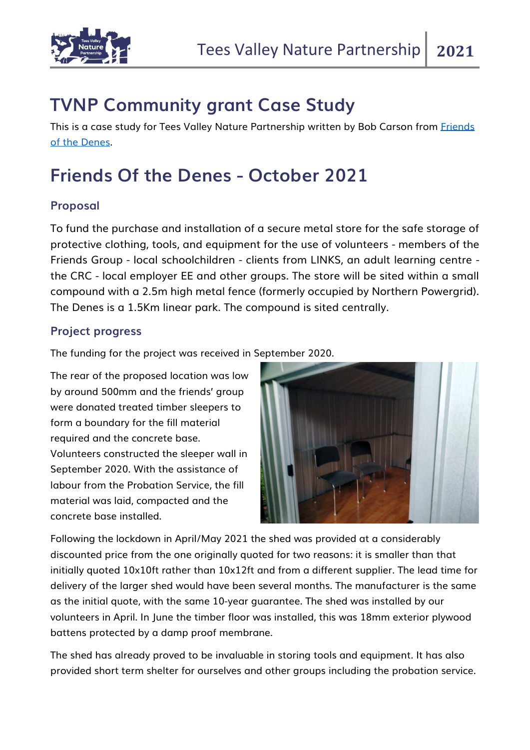# TVNP Community grant Case Study

This is a case study for Tees Valley Nature Partnership written by Bob Carson from [Friends of the Denes](#).

# Friends Of the Denes - October 2021

### Proposal

To fund the purchase and installation of a secure metal store for the safe storage of protective clothing, tools, and equipment for the use of volunteers - members of the Friends Group - local schoolchildren - clients from LINKS, an adult learning centre - the CRC - local employer EE and other groups. The store will be sited within a small compound with a 2.5m high metal fence (formerly occupied by Northern Powergrid). The Denes is a 1.5Km linear park. The compound is sited centrally.

### Project progress

The funding for the project was received in September 2020.

The rear of the proposed location was low by around 500mm and the friends' group were donated treated timber sleepers to form a boundary for the fill material required and the concrete base. Volunteers constructed the sleeper wall in September 2020. With the assistance of labour from the Probation Service, the fill material was laid, compacted and the concrete base installed.

Following the lockdown in April/May 2021 the shed was provided at a considerably discounted price from the one originally quoted for two reasons: it is smaller than that initially quoted 10x10ft rather than 10x12ft and from a different supplier. The lead time for delivery of the larger shed would have been several months. The manufacturer is the same as the initial quote, with the same 10-year guarantee. The shed was installed by our volunteers in April. In June the timber floor was installed, this was 18mm exterior plywood battens protected by a damp proof membrane.

The shed has already proved to be invaluable in storing tools and equipment. It has also provided short term shelter for ourselves and other groups including the probation service.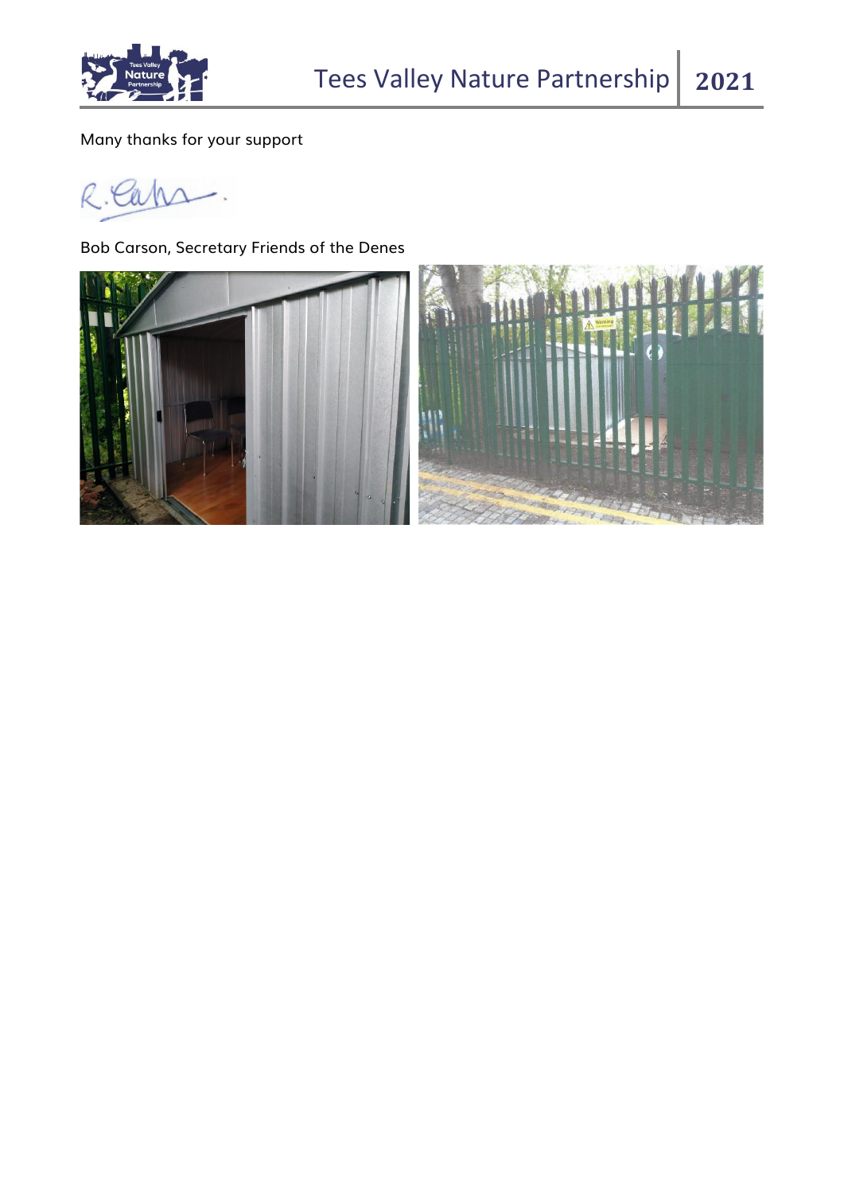Many thanks for your support

Bob Carson, Secretary Friends of the Denes